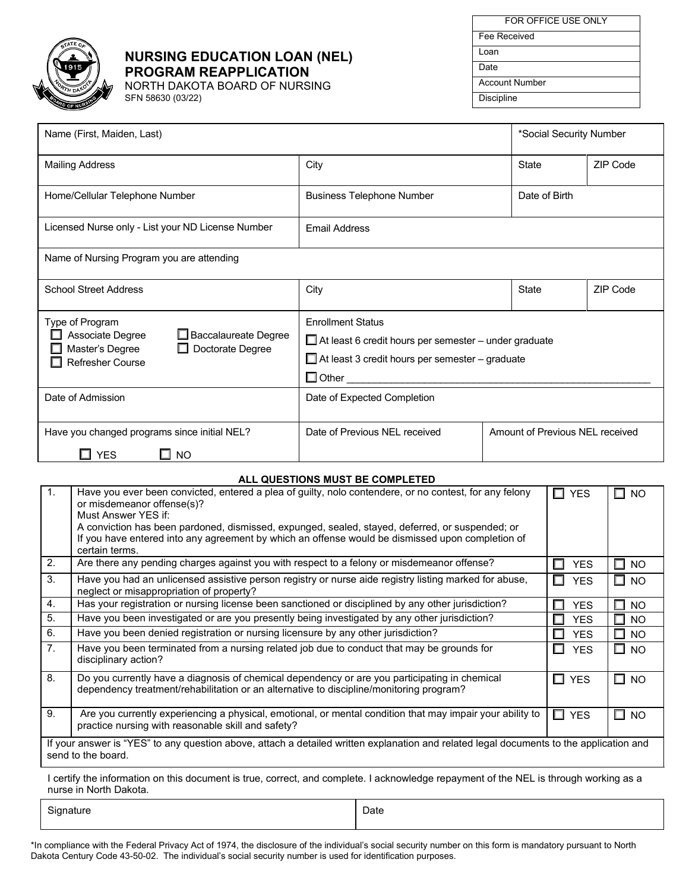# NURSING EDUCATION LOAN (NEL) PROGRAM REAPPLICATION

NORTH DAKOTA BOARD OF NURSING
SFN 58630 (03/22)

| FOR OFFICE USE ONLY |
|---|
| Fee Received |
| Loan |
| Date |
| Account Number |
| Discipline |

| | | | |
|---|---|---|---|
| Name (First, Maiden, Last) | | *Social Security Number | |
| Mailing Address | City | State | ZIP Code |
| Home/Cellular Telephone Number | Business Telephone Number | Date of Birth | |
| Licensed Nurse only - List your ND License Number | Email Address | | |
| Name of Nursing Program you are attending | | | |
| School Street Address | City | State | ZIP Code |
| Type of Program<br>☐ Associate Degree ☐ Baccalaureate Degree<br>☐ Master's Degree ☐ Doctorate Degree<br>☐ Refresher Course | Enrollment Status<br>☐ At least 6 credit hours per semester – under graduate<br>☐ At least 3 credit hours per semester – graduate<br>☐ Other ____________ | | |
| Date of Admission | Date of Expected Completion | | |
| Have you changed programs since initial NEL?<br>☐ YES ☐ NO | Date of Previous NEL received | Amount of Previous NEL received | |

**ALL QUESTIONS MUST BE COMPLETED**

| | | | |
|---|---|---|---|
| 1. | Have you ever been convicted, entered a plea of guilty, nolo contendere, or no contest, for any felony or misdemeanor offense(s)?<br>Must Answer YES if:<br>A conviction has been pardoned, dismissed, expunged, sealed, stayed, deferred, or suspended; or<br>If you have entered into any agreement by which an offense would be dismissed upon completion of certain terms. | ☐ YES | ☐ NO |
| 2. | Are there any pending charges against you with respect to a felony or misdemeanor offense? | ☐ YES | ☐ NO |
| 3. | Have you had an unlicensed assistive person registry or nurse aide registry listing marked for abuse, neglect or misappropriation of property? | ☐ YES | ☐ NO |
| 4. | Has your registration or nursing license been sanctioned or disciplined by any other jurisdiction? | ☐ YES | ☐ NO |
| 5. | Have you been investigated or are you presently being investigated by any other jurisdiction? | ☐ YES | ☐ NO |
| 6. | Have you been denied registration or nursing licensure by any other jurisdiction? | ☐ YES | ☐ NO |
| 7. | Have you been terminated from a nursing related job due to conduct that may be grounds for disciplinary action? | ☐ YES | ☐ NO |
| 8. | Do you currently have a diagnosis of chemical dependency or are you participating in chemical dependency treatment/rehabilitation or an alternative to discipline/monitoring program? | ☐ YES | ☐ NO |
| 9. | Are you currently experiencing a physical, emotional, or mental condition that may impair your ability to practice nursing with reasonable skill and safety? | ☐ YES | ☐ NO |

If your answer is "YES" to any question above, attach a detailed written explanation and related legal documents to the application and send to the board.

I certify the information on this document is true, correct, and complete. I acknowledge repayment of the NEL is through working as a nurse in North Dakota.

| | |
|---|---|
| Signature | Date |

*In compliance with the Federal Privacy Act of 1974, the disclosure of the individual's social security number on this form is mandatory pursuant to North Dakota Century Code 43-50-02. The individual's social security number is used for identification purposes.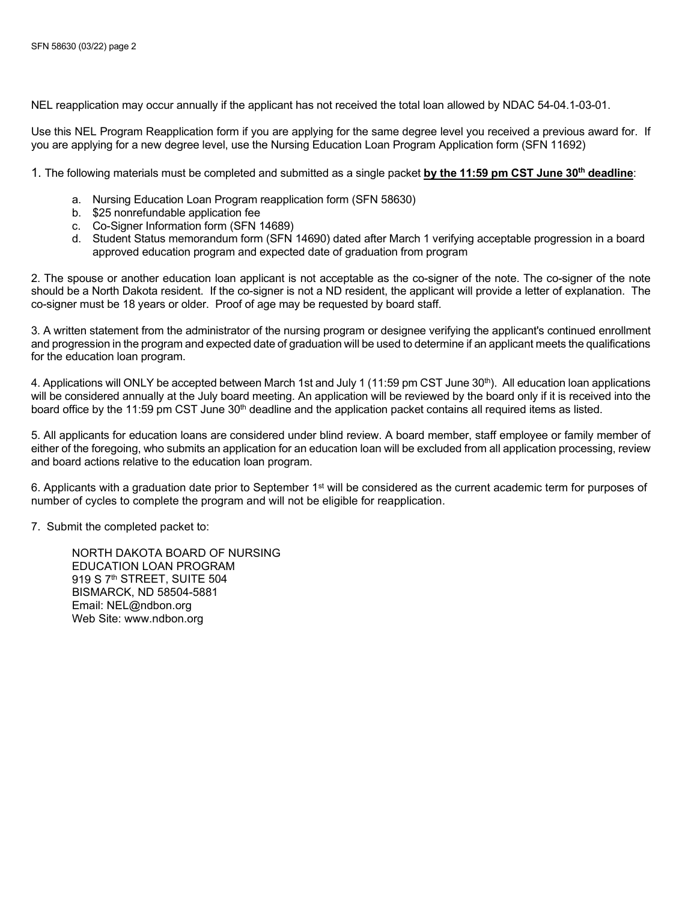NEL reapplication may occur annually if the applicant has not received the total loan allowed by NDAC 54-04.1-03-01.

Use this NEL Program Reapplication form if you are applying for the same degree level you received a previous award for. If you are applying for a new degree level, use the Nursing Education Loan Program Application form (SFN 11692)

1. The following materials must be completed and submitted as a single packet **by the 11:59 pm CST June 30th deadline**:

   a. Nursing Education Loan Program reapplication form (SFN 58630)
   b. $25 nonrefundable application fee
   c. Co-Signer Information form (SFN 14689)
   d. Student Status memorandum form (SFN 14690) dated after March 1 verifying acceptable progression in a board approved education program and expected date of graduation from program

2. The spouse or another education loan applicant is not acceptable as the co-signer of the note. The co-signer of the note should be a North Dakota resident. If the co-signer is not a ND resident, the applicant will provide a letter of explanation. The co-signer must be 18 years or older. Proof of age may be requested by board staff.

3. A written statement from the administrator of the nursing program or designee verifying the applicant's continued enrollment and progression in the program and expected date of graduation will be used to determine if an applicant meets the qualifications for the education loan program.

4. Applications will ONLY be accepted between March 1st and July 1 (11:59 pm CST June 30th). All education loan applications will be considered annually at the July board meeting. An application will be reviewed by the board only if it is received into the board office by the 11:59 pm CST June 30th deadline and the application packet contains all required items as listed.

5. All applicants for education loans are considered under blind review. A board member, staff employee or family member of either of the foregoing, who submits an application for an education loan will be excluded from all application processing, review and board actions relative to the education loan program.

6. Applicants with a graduation date prior to September 1st will be considered as the current academic term for purposes of number of cycles to complete the program and will not be eligible for reapplication.

7. Submit the completed packet to:

   NORTH DAKOTA BOARD OF NURSING
   EDUCATION LOAN PROGRAM
   919 S 7th STREET, SUITE 504
   BISMARCK, ND 58504-5881
   Email: NEL@ndbon.org
   Web Site: www.ndbon.org